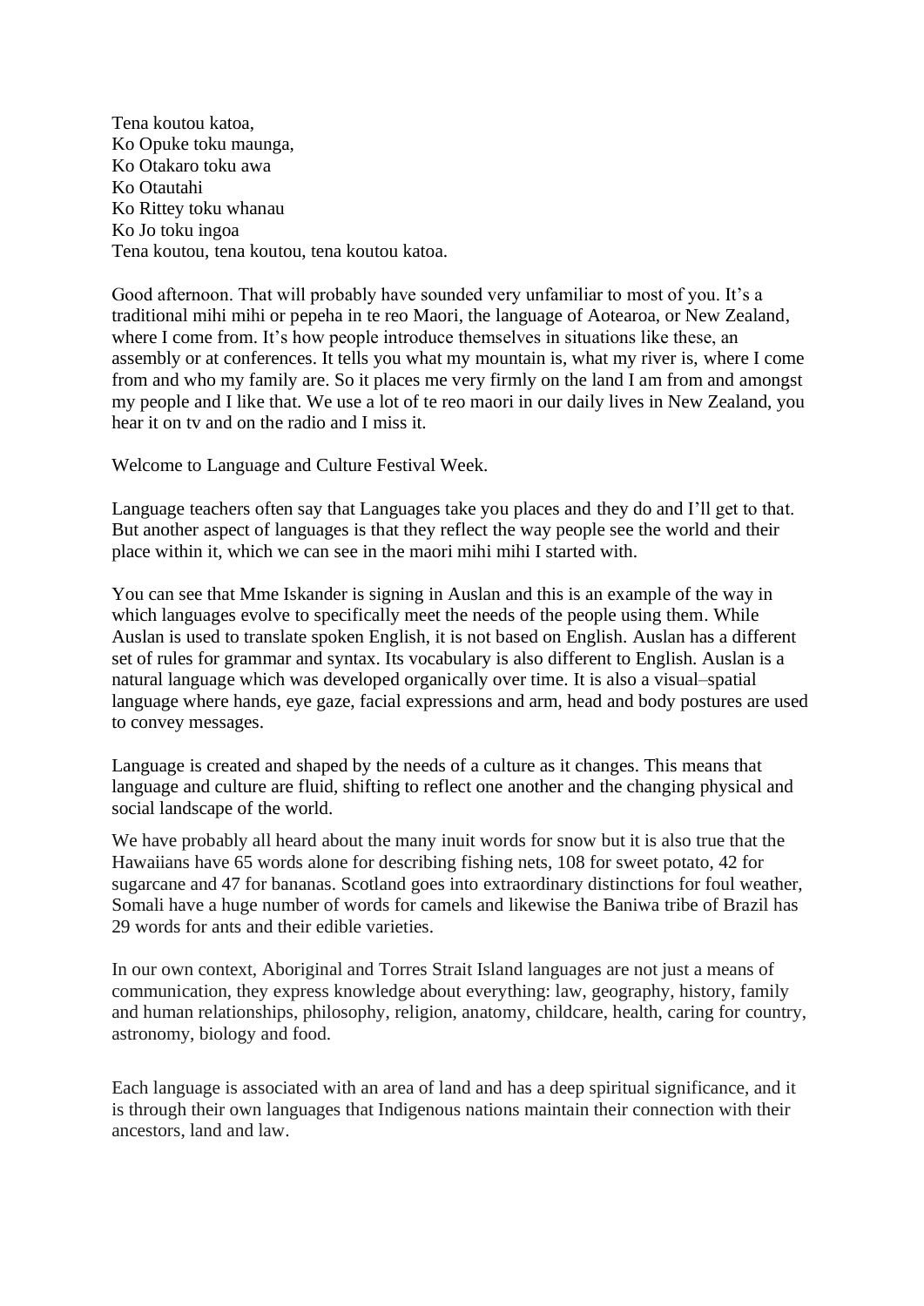Tena koutou katoa,  
Ko Opuke toku maunga,  
Ko Otakaro toku awa  
Ko Otautahi  
Ko Rittey toku whanau  
Ko Jo toku ingoa  
Tena koutou, tena koutou, tena koutou katoa.

Good afternoon. That will probably have sounded very unfamiliar to most of you. It's a traditional mihi mihi or pepeha in te reo Maori, the language of Aotearoa, or New Zealand, where I come from. It's how people introduce themselves in situations like these, an assembly or at conferences. It tells you what my mountain is, what my river is, where I come from and who my family are. So it places me very firmly on the land I am from and amongst my people and I like that. We use a lot of te reo maori in our daily lives in New Zealand, you hear it on tv and on the radio and I miss it.

Welcome to Language and Culture Festival Week.

Language teachers often say that Languages take you places and they do and I'll get to that. But another aspect of languages is that they reflect the way people see the world and their place within it, which we can see in the maori mihi mihi I started with.

You can see that Mme Iskander is signing in Auslan and this is an example of the way in which languages evolve to specifically meet the needs of the people using them. While Auslan is used to translate spoken English, it is not based on English. Auslan has a different set of rules for grammar and syntax. Its vocabulary is also different to English. Auslan is a natural language which was developed organically over time. It is also a visual–spatial language where hands, eye gaze, facial expressions and arm, head and body postures are used to convey messages.

Language is created and shaped by the needs of a culture as it changes. This means that language and culture are fluid, shifting to reflect one another and the changing physical and social landscape of the world.

We have probably all heard about the many inuit words for snow but it is also true that the Hawaiians have 65 words alone for describing fishing nets, 108 for sweet potato, 42 for sugarcane and 47 for bananas. Scotland goes into extraordinary distinctions for foul weather, Somali have a huge number of words for camels and likewise the Baniwa tribe of Brazil has 29 words for ants and their edible varieties.

In our own context, Aboriginal and Torres Strait Island languages are not just a means of communication, they express knowledge about everything: law, geography, history, family and human relationships, philosophy, religion, anatomy, childcare, health, caring for country, astronomy, biology and food.

Each language is associated with an area of land and has a deep spiritual significance, and it is through their own languages that Indigenous nations maintain their connection with their ancestors, land and law.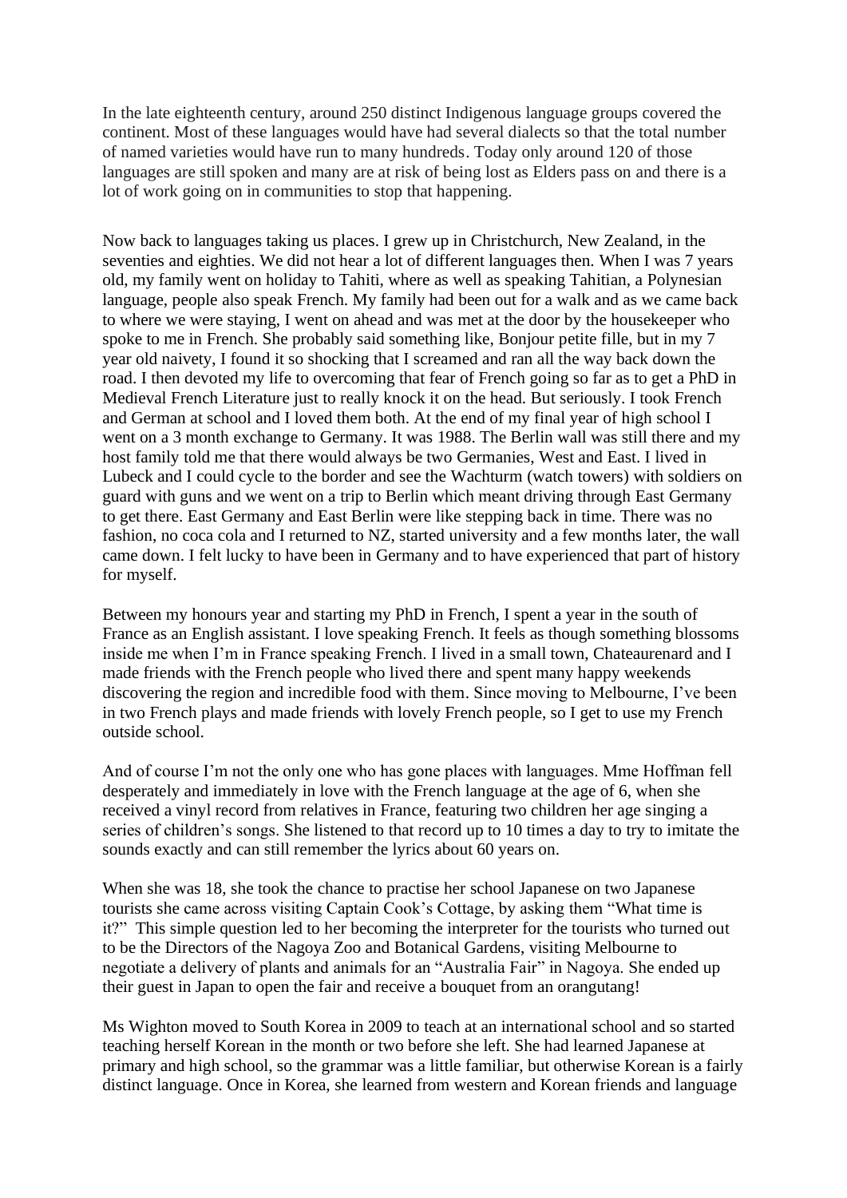In the late eighteenth century, around 250 distinct Indigenous language groups covered the continent. Most of these languages would have had several dialects so that the total number of named varieties would have run to many hundreds. Today only around 120 of those languages are still spoken and many are at risk of being lost as Elders pass on and there is a lot of work going on in communities to stop that happening.

Now back to languages taking us places. I grew up in Christchurch, New Zealand, in the seventies and eighties. We did not hear a lot of different languages then. When I was 7 years old, my family went on holiday to Tahiti, where as well as speaking Tahitian, a Polynesian language, people also speak French. My family had been out for a walk and as we came back to where we were staying, I went on ahead and was met at the door by the housekeeper who spoke to me in French. She probably said something like, Bonjour petite fille, but in my 7 year old naivety, I found it so shocking that I screamed and ran all the way back down the road. I then devoted my life to overcoming that fear of French going so far as to get a PhD in Medieval French Literature just to really knock it on the head. But seriously. I took French and German at school and I loved them both. At the end of my final year of high school I went on a 3 month exchange to Germany. It was 1988. The Berlin wall was still there and my host family told me that there would always be two Germanies, West and East. I lived in Lubeck and I could cycle to the border and see the Wachturm (watch towers) with soldiers on guard with guns and we went on a trip to Berlin which meant driving through East Germany to get there. East Germany and East Berlin were like stepping back in time. There was no fashion, no coca cola and I returned to NZ, started university and a few months later, the wall came down. I felt lucky to have been in Germany and to have experienced that part of history for myself.

Between my honours year and starting my PhD in French, I spent a year in the south of France as an English assistant. I love speaking French. It feels as though something blossoms inside me when I'm in France speaking French. I lived in a small town, Chateaurenard and I made friends with the French people who lived there and spent many happy weekends discovering the region and incredible food with them. Since moving to Melbourne, I've been in two French plays and made friends with lovely French people, so I get to use my French outside school.

And of course I'm not the only one who has gone places with languages. Mme Hoffman fell desperately and immediately in love with the French language at the age of 6, when she received a vinyl record from relatives in France, featuring two children her age singing a series of children's songs. She listened to that record up to 10 times a day to try to imitate the sounds exactly and can still remember the lyrics about 60 years on.

When she was 18, she took the chance to practise her school Japanese on two Japanese tourists she came across visiting Captain Cook's Cottage, by asking them "What time is it?" This simple question led to her becoming the interpreter for the tourists who turned out to be the Directors of the Nagoya Zoo and Botanical Gardens, visiting Melbourne to negotiate a delivery of plants and animals for an "Australia Fair" in Nagoya. She ended up their guest in Japan to open the fair and receive a bouquet from an orangutang!

Ms Wighton moved to South Korea in 2009 to teach at an international school and so started teaching herself Korean in the month or two before she left. She had learned Japanese at primary and high school, so the grammar was a little familiar, but otherwise Korean is a fairly distinct language. Once in Korea, she learned from western and Korean friends and language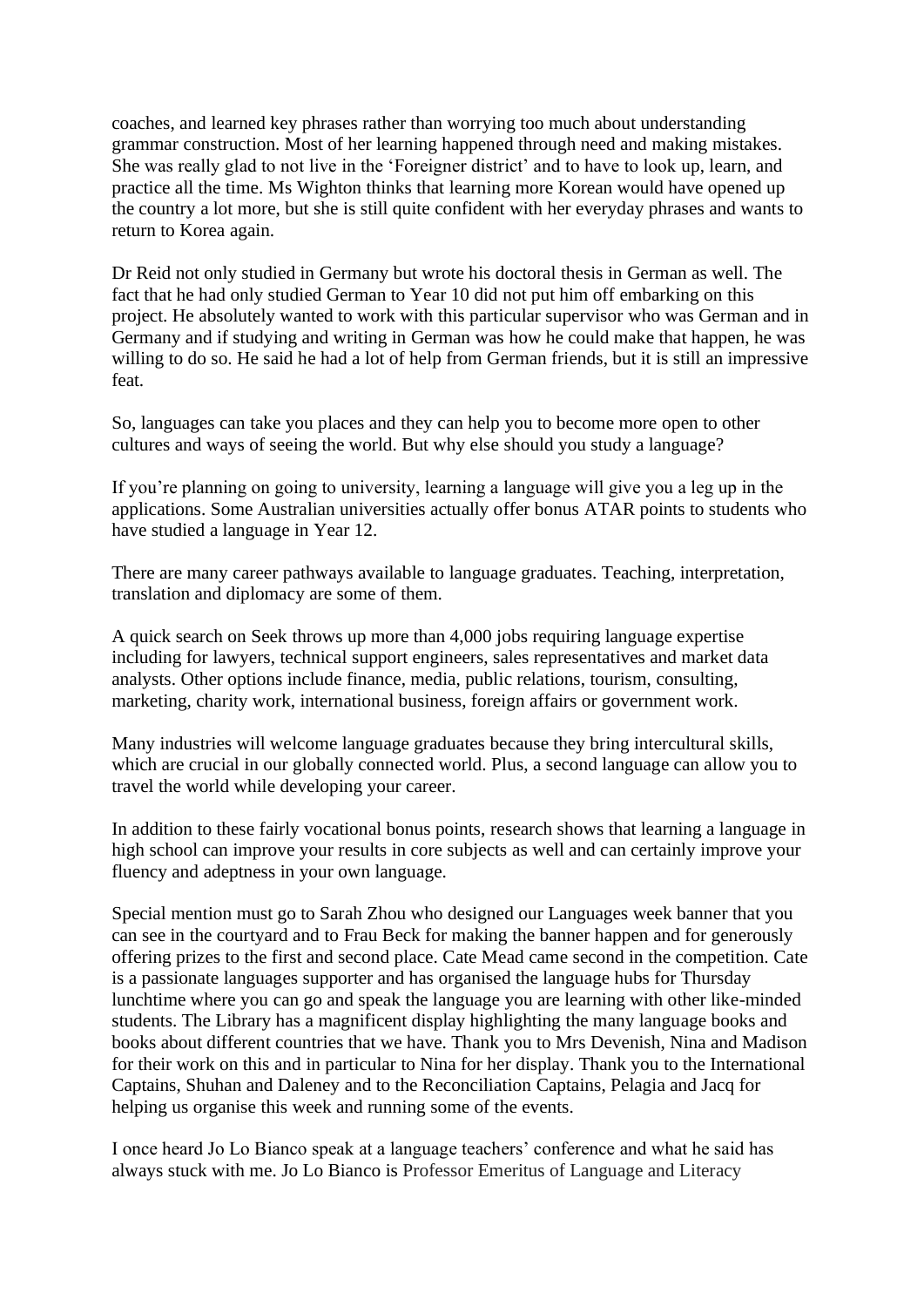coaches, and learned key phrases rather than worrying too much about understanding grammar construction. Most of her learning happened through need and making mistakes. She was really glad to not live in the 'Foreigner district' and to have to look up, learn, and practice all the time. Ms Wighton thinks that learning more Korean would have opened up the country a lot more, but she is still quite confident with her everyday phrases and wants to return to Korea again.

Dr Reid not only studied in Germany but wrote his doctoral thesis in German as well. The fact that he had only studied German to Year 10 did not put him off embarking on this project. He absolutely wanted to work with this particular supervisor who was German and in Germany and if studying and writing in German was how he could make that happen, he was willing to do so. He said he had a lot of help from German friends, but it is still an impressive feat.

So, languages can take you places and they can help you to become more open to other cultures and ways of seeing the world. But why else should you study a language?

If you're planning on going to university, learning a language will give you a leg up in the applications. Some Australian universities actually offer bonus ATAR points to students who have studied a language in Year 12.

There are many career pathways available to language graduates. Teaching, interpretation, translation and diplomacy are some of them.

A quick search on Seek throws up more than 4,000 jobs requiring language expertise including for lawyers, technical support engineers, sales representatives and market data analysts. Other options include finance, media, public relations, tourism, consulting, marketing, charity work, international business, foreign affairs or government work.

Many industries will welcome language graduates because they bring intercultural skills, which are crucial in our globally connected world. Plus, a second language can allow you to travel the world while developing your career.

In addition to these fairly vocational bonus points, research shows that learning a language in high school can improve your results in core subjects as well and can certainly improve your fluency and adeptness in your own language.

Special mention must go to Sarah Zhou who designed our Languages week banner that you can see in the courtyard and to Frau Beck for making the banner happen and for generously offering prizes to the first and second place. Cate Mead came second in the competition. Cate is a passionate languages supporter and has organised the language hubs for Thursday lunchtime where you can go and speak the language you are learning with other like-minded students. The Library has a magnificent display highlighting the many language books and books about different countries that we have. Thank you to Mrs Devenish, Nina and Madison for their work on this and in particular to Nina for her display. Thank you to the International Captains, Shuhan and Daleney and to the Reconciliation Captains, Pelagia and Jacq for helping us organise this week and running some of the events.

I once heard Jo Lo Bianco speak at a language teachers' conference and what he said has always stuck with me. Jo Lo Bianco is Professor Emeritus of Language and Literacy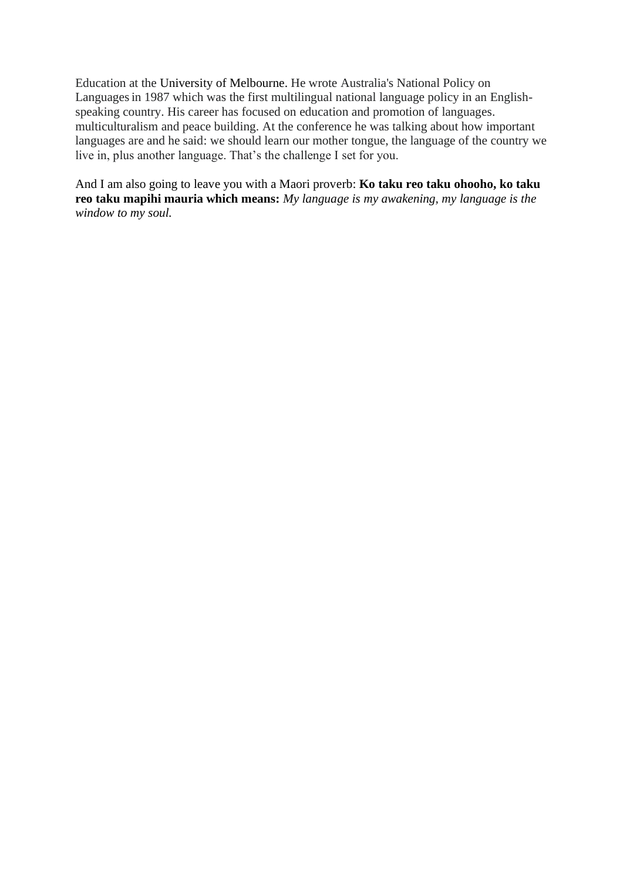Education at the University of Melbourne. He wrote Australia's National Policy on Languages in 1987 which was the first multilingual national language policy in an English-speaking country. His career has focused on education and promotion of languages. multiculturalism and peace building. At the conference he was talking about how important languages are and he said: we should learn our mother tongue, the language of the country we live in, plus another language. That's the challenge I set for you.

And I am also going to leave you with a Maori proverb: **Ko taku reo taku ohooho, ko taku reo taku mapihi mauria which means:** *My language is my awakening, my language is the window to my soul.*